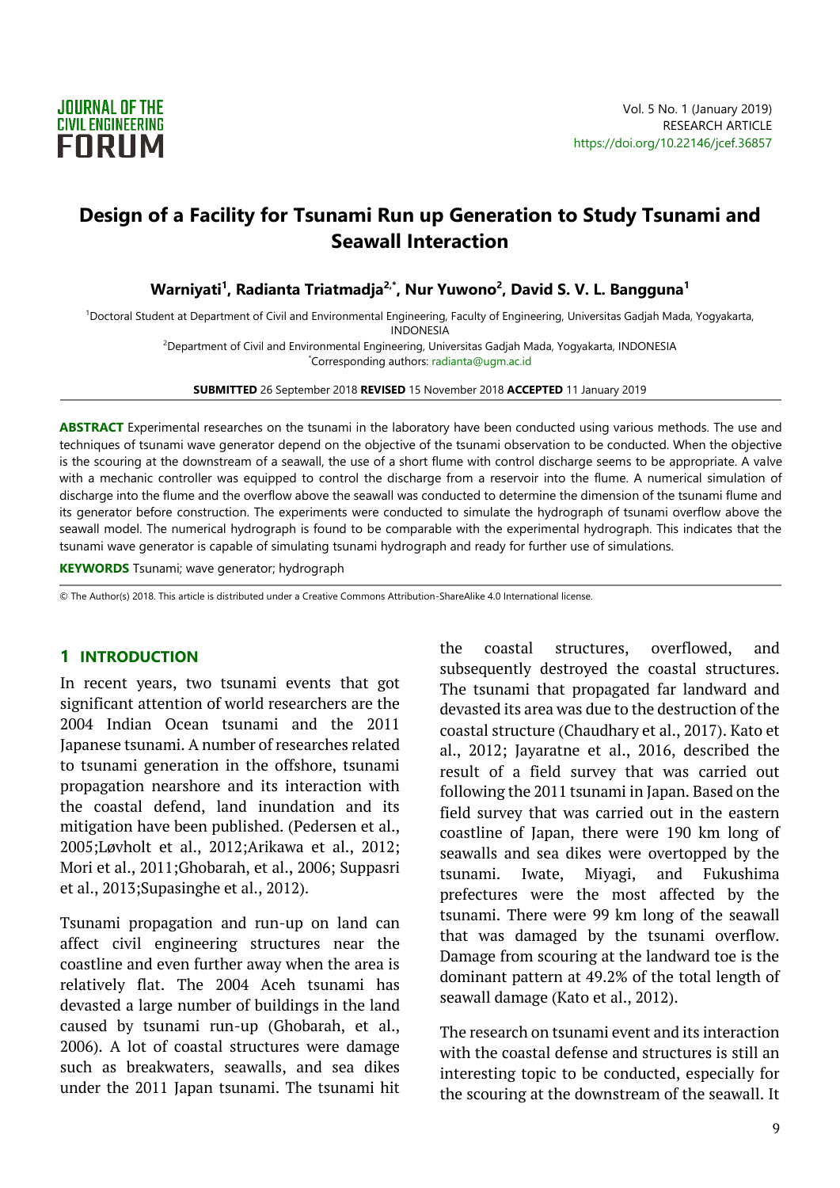# Design of a Facility for Tsunami Run up Generation to Study Tsunami and Seawall Interaction

**Warniyati[1], Radianta Triatmadja[2,*], Nur Yuwono[2], David S. V. L. Bangguna[1]**

[1]Doctoral Student at Department of Civil and Environmental Engineering, Faculty of Engineering, Universitas Gadjah Mada, Yogyakarta, INDONESIA

[2]Department of Civil and Environmental Engineering, Universitas Gadjah Mada, Yogyakarta, INDONESIA

[*]Corresponding authors: radianta@ugm.ac.id

**SUBMITTED** 26 September 2018 **REVISED** 15 November 2018 **ACCEPTED** 11 January 2019

**ABSTRACT** Experimental researches on the tsunami in the laboratory have been conducted using various methods. The use and techniques of tsunami wave generator depend on the objective of the tsunami observation to be conducted. When the objective is the scouring at the downstream of a seawall, the use of a short flume with control discharge seems to be appropriate. A valve with a mechanic controller was equipped to control the discharge from a reservoir into the flume. A numerical simulation of discharge into the flume and the overflow above the seawall was conducted to determine the dimension of the tsunami flume and its generator before construction. The experiments were conducted to simulate the hydrograph of tsunami overflow above the seawall model. The numerical hydrograph is found to be comparable with the experimental hydrograph. This indicates that the tsunami wave generator is capable of simulating tsunami hydrograph and ready for further use of simulations.

**KEYWORDS** Tsunami; wave generator; hydrograph

© The Author(s) 2018. This article is distributed under a Creative Commons Attribution-ShareAlike 4.0 International license.

## 1 INTRODUCTION

In recent years, two tsunami events that got significant attention of world researchers are the 2004 Indian Ocean tsunami and the 2011 Japanese tsunami. A number of researches related to tsunami generation in the offshore, tsunami propagation nearshore and its interaction with the coastal defend, land inundation and its mitigation have been published. (Pedersen et al., 2005;Løvholt et al., 2012;Arikawa et al., 2012; Mori et al., 2011;Ghobarah, et al., 2006; Suppasri et al., 2013;Supasinghe et al., 2012).

Tsunami propagation and run-up on land can affect civil engineering structures near the coastline and even further away when the area is relatively flat. The 2004 Aceh tsunami has devastated a large number of buildings in the land caused by tsunami run-up (Ghobarah, et al., 2006). A lot of coastal structures were damage such as breakwaters, seawalls, and sea dikes under the 2011 Japan tsunami. The tsunami hit the coastal structures, overflowed, and subsequently destroyed the coastal structures. The tsunami that propagated far landward and devasted its area was due to the destruction of the coastal structure (Chaudhary et al., 2017). Kato et al., 2012; Jayaratne et al., 2016, described the result of a field survey that was carried out following the 2011 tsunami in Japan. Based on the field survey that was carried out in the eastern coastline of Japan, there were 190 km long of seawalls and sea dikes were overtopped by the tsunami. Iwate, Miyagi, and Fukushima prefectures were the most affected by the tsunami. There were 99 km long of the seawall that was damaged by the tsunami overflow. Damage from scouring at the landward toe is the dominant pattern at 49.2% of the total length of seawall damage (Kato et al., 2012).

The research on tsunami event and its interaction with the coastal defense and structures is still an interesting topic to be conducted, especially for the scouring at the downstream of the seawall. It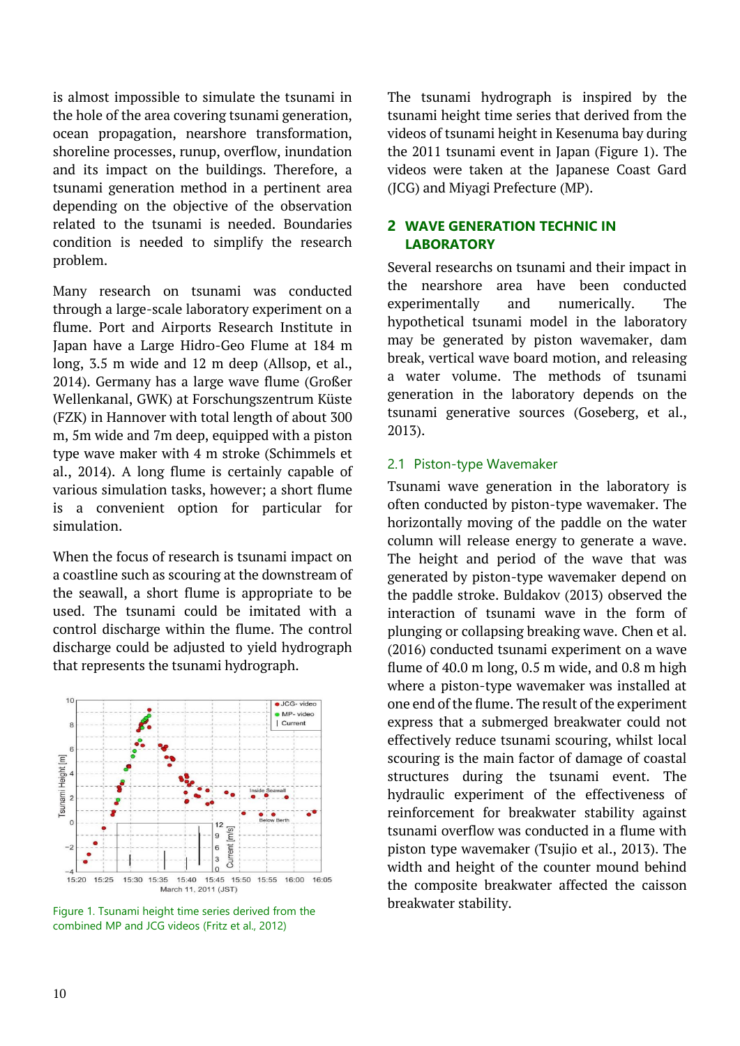is almost impossible to simulate the tsunami in the hole of the area covering tsunami generation, ocean propagation, nearshore transformation, shoreline processes, runup, overflow, inundation and its impact on the buildings. Therefore, a tsunami generation method in a pertinent area depending on the objective of the observation related to the tsunami is needed. Boundaries condition is needed to simplify the research problem.

Many research on tsunami was conducted through a large-scale laboratory experiment on a flume. Port and Airports Research Institute in Japan have a Large Hidro-Geo Flume at 184 m long, 3.5 m wide and 12 m deep (Allsop, et al., 2014). Germany has a large wave flume (Großer Wellenkanal, GWK) at Forschungszentrum Küste (FZK) in Hannover with total length of about 300 m, 5m wide and 7m deep, equipped with a piston type wave maker with 4 m stroke (Schimmels et al., 2014). A long flume is certainly capable of various simulation tasks, however; a short flume is a convenient option for particular for simulation.

When the focus of research is tsunami impact on a coastline such as scouring at the downstream of the seawall, a short flume is appropriate to be used. The tsunami could be imitated with a control discharge within the flume. The control discharge could be adjusted to yield hydrograph that represents the tsunami hydrograph.

Figure 1. Tsunami height time series derived from the combined MP and JCG videos (Fritz et al., 2012)

The tsunami hydrograph is inspired by the tsunami height time series that derived from the videos of tsunami height in Kesenuma bay during the 2011 tsunami event in Japan (Figure 1). The videos were taken at the Japanese Coast Gard (JCG) and Miyagi Prefecture (MP).

## 2 WAVE GENERATION TECHNIC IN LABORATORY

Several researchs on tsunami and their impact in the nearshore area have been conducted experimentally and numerically. The hypothetical tsunami model in the laboratory may be generated by piston wavemaker, dam break, vertical wave board motion, and releasing a water volume. The methods of tsunami generation in the laboratory depends on the tsunami generative sources (Goseberg, et al., 2013).

### 2.1 Piston-type Wavemaker

Tsunami wave generation in the laboratory is often conducted by piston-type wavemaker. The horizontally moving of the paddle on the water column will release energy to generate a wave. The height and period of the wave that was generated by piston-type wavemaker depend on the paddle stroke. Buldakov (2013) observed the interaction of tsunami wave in the form of plunging or collapsing breaking wave. Chen et al. (2016) conducted tsunami experiment on a wave flume of 40.0 m long, 0.5 m wide, and 0.8 m high where a piston-type wavemaker was installed at one end of the flume. The result of the experiment express that a submerged breakwater could not effectively reduce tsunami scouring, whilst local scouring is the main factor of damage of coastal structures during the tsunami event. The hydraulic experiment of the effectiveness of reinforcement for breakwater stability against tsunami overflow was conducted in a flume with piston type wavemaker (Tsujio et al., 2013). The width and height of the counter mound behind the composite breakwater affected the caisson breakwater stability.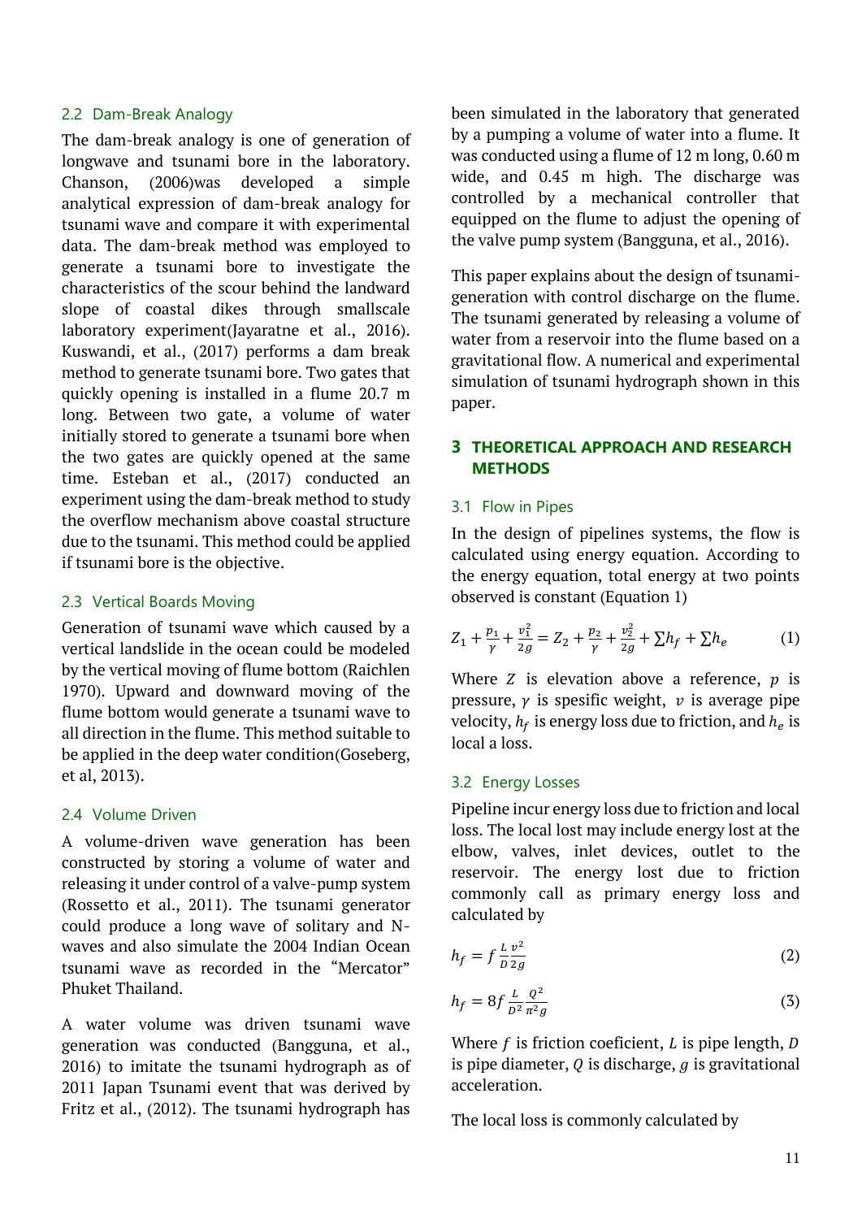### 2.2 Dam-Break Analogy

The dam-break analogy is one of generation of longwave and tsunami bore in the laboratory. Chanson, (2006)was developed a simple analytical expression of dam-break analogy for tsunami wave and compare it with experimental data. The dam-break method was employed to generate a tsunami bore to investigate the characteristics of the scour behind the landward slope of coastal dikes through smallscale laboratory experiment(Jayaratne et al., 2016). Kuswandi, et al., (2017) performs a dam break method to generate tsunami bore. Two gates that quickly opening is installed in a flume 20.7 m long. Between two gate, a volume of water initially stored to generate a tsunami bore when the two gates are quickly opened at the same time. Esteban et al., (2017) conducted an experiment using the dam-break method to study the overflow mechanism above coastal structure due to the tsunami. This method could be applied if tsunami bore is the objective.

### 2.3 Vertical Boards Moving

Generation of tsunami wave which caused by a vertical landslide in the ocean could be modeled by the vertical moving of flume bottom (Raichlen 1970). Upward and downward moving of the flume bottom would generate a tsunami wave to all direction in the flume. This method suitable to be applied in the deep water condition(Goseberg, et al, 2013).

### 2.4 Volume Driven

A volume-driven wave generation has been constructed by storing a volume of water and releasing it under control of a valve-pump system (Rossetto et al., 2011). The tsunami generator could produce a long wave of solitary and N-waves and also simulate the 2004 Indian Ocean tsunami wave as recorded in the "Mercator" Phuket Thailand.

A water volume was driven tsunami wave generation was conducted (Bangguna, et al., 2016) to imitate the tsunami hydrograph as of 2011 Japan Tsunami event that was derived by Fritz et al., (2012). The tsunami hydrograph has been simulated in the laboratory that generated by a pumping a volume of water into a flume. It was conducted using a flume of 12 m long, 0.60 m wide, and 0.45 m high. The discharge was controlled by a mechanical controller that equipped on the flume to adjust the opening of the valve pump system (Bangguna, et al., 2016).

This paper explains about the design of tsunami-generation with control discharge on the flume. The tsunami generated by releasing a volume of water from a reservoir into the flume based on a gravitational flow. A numerical and experimental simulation of tsunami hydrograph shown in this paper.

## 3 THEORETICAL APPROACH AND RESEARCH METHODS

### 3.1 Flow in Pipes

In the design of pipelines systems, the flow is calculated using energy equation. According to the energy equation, total energy at two points observed is constant (Equation 1)

$$Z_1 + \frac{p_1}{\gamma} + \frac{v_1^2}{2g} = Z_2 + \frac{p_2}{\gamma} + \frac{v_2^2}{2g} + \sum h_f + \sum h_e \tag{1}$$

Where $Z$ is elevation above a reference, $p$ is pressure, $\gamma$ is spesific weight, $v$ is average pipe velocity, $h_f$ is energy loss due to friction, and $h_e$ is local a loss.

### 3.2 Energy Losses

Pipeline incur energy loss due to friction and local loss. The local lost may include energy lost at the elbow, valves, inlet devices, outlet to the reservoir. The energy lost due to friction commonly call as primary energy loss and calculated by

$$h_f = f \frac{L}{D} \frac{v^2}{2g} \tag{2}$$

$$h_f = 8f \frac{L}{D^2} \frac{Q^2}{\pi^2 g} \tag{3}$$

Where $f$ is friction coeficient, $L$ is pipe length, $D$ is pipe diameter, $Q$ is discharge, $g$ is gravitational acceleration.

The local loss is commonly calculated by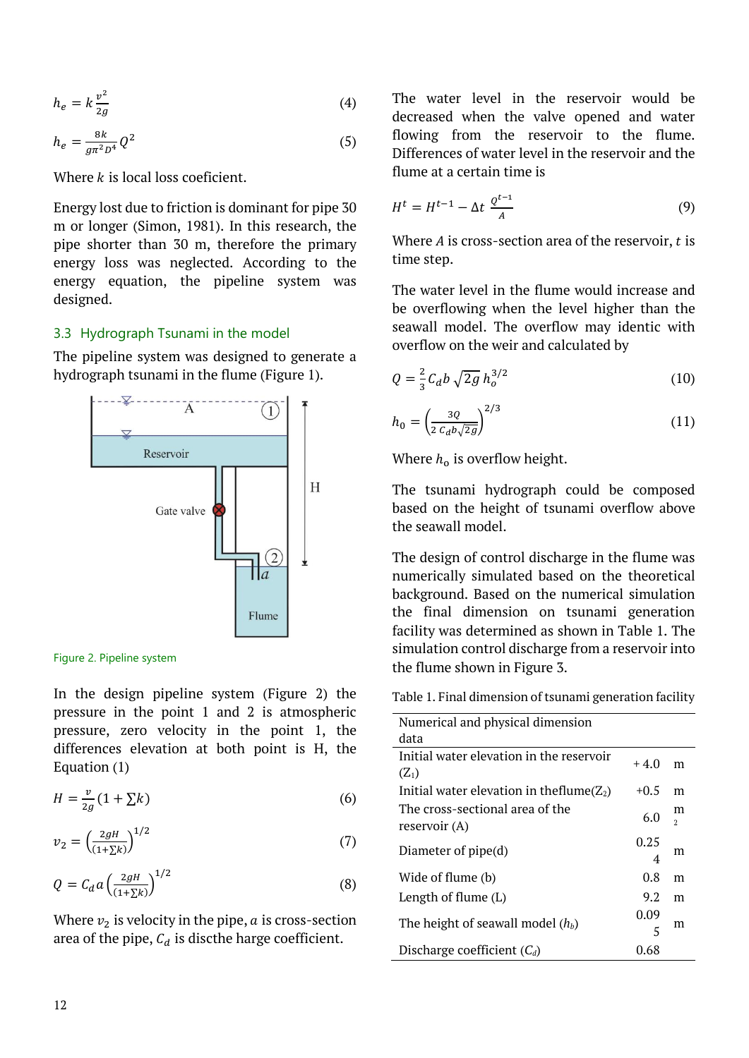$$h_e = k\frac{v^2}{2g} \tag{4}$$

$$h_e = \frac{8k}{g\pi^2 D^4} Q^2 \tag{5}$$

Where $k$ is local loss coeficient.

Energy lost due to friction is dominant for pipe 30 m or longer (Simon, 1981). In this research, the pipe shorter than 30 m, therefore the primary energy loss was neglected. According to the energy equation, the pipeline system was designed.

### 3.3 Hydrograph Tsunami in the model

The pipeline system was designed to generate a hydrograph tsunami in the flume (Figure 1).

Figure 2. Pipeline system

In the design pipeline system (Figure 2) the pressure in the point 1 and 2 is atmospheric pressure, zero velocity in the point 1, the differences elevation at both point is H, the Equation (1)

$$H = \frac{v}{2g}(1 + \sum k) \tag{6}$$

$$v_2 = \left(\frac{2gH}{(1+\sum k)}\right)^{1/2} \tag{7}$$

$$Q = C_d a \left(\frac{2gH}{(1+\sum k)}\right)^{1/2} \tag{8}$$

Where $v_2$ is velocity in the pipe, $a$ is cross-section area of the pipe, $C_d$ is discthe harge coefficient.

The water level in the reservoir would be decreased when the valve opened and water flowing from the reservoir to the flume. Differences of water level in the reservoir and the flume at a certain time is

$$H^t = H^{t-1} - \Delta t \, \frac{Q^{t-1}}{A} \tag{9}$$

Where $A$ is cross-section area of the reservoir, $t$ is time step.

The water level in the flume would increase and be overflowing when the level higher than the seawall model. The overflow may identic with overflow on the weir and calculated by

$$Q = \frac{2}{3} C_d b \sqrt{2g}\, h_o^{3/2} \tag{10}$$

$$h_0 = \left(\frac{3Q}{2\, C_d b\sqrt{2g}}\right)^{2/3} \tag{11}$$

Where $h_o$ is overflow height.

The tsunami hydrograph could be composed based on the height of tsunami overflow above the seawall model.

The design of control discharge in the flume was numerically simulated based on the theoretical background. Based on the numerical simulation the final dimension on tsunami generation facility was determined as shown in Table 1. The simulation control discharge from a reservoir into the flume shown in Figure 3.

Table 1. Final dimension of tsunami generation facility

| Numerical and physical dimension data | | |
|---|---|---|
| Initial water elevation in the reservoir ($Z_1$) | + 4.0 | m |
| Initial water elevation in theflume($Z_2$) | +0.5 | m |
| The cross-sectional area of the reservoir (A) | 6.0 | $m^2$ |
| Diameter of pipe(d) | 0.254 | m |
| Wide of flume (b) | 0.8 | m |
| Length of flume (L) | 9.2 | m |
| The height of seawall model ($h_b$) | 0.095 | m |
| Discharge coefficient ($C_d$) | 0.68 | |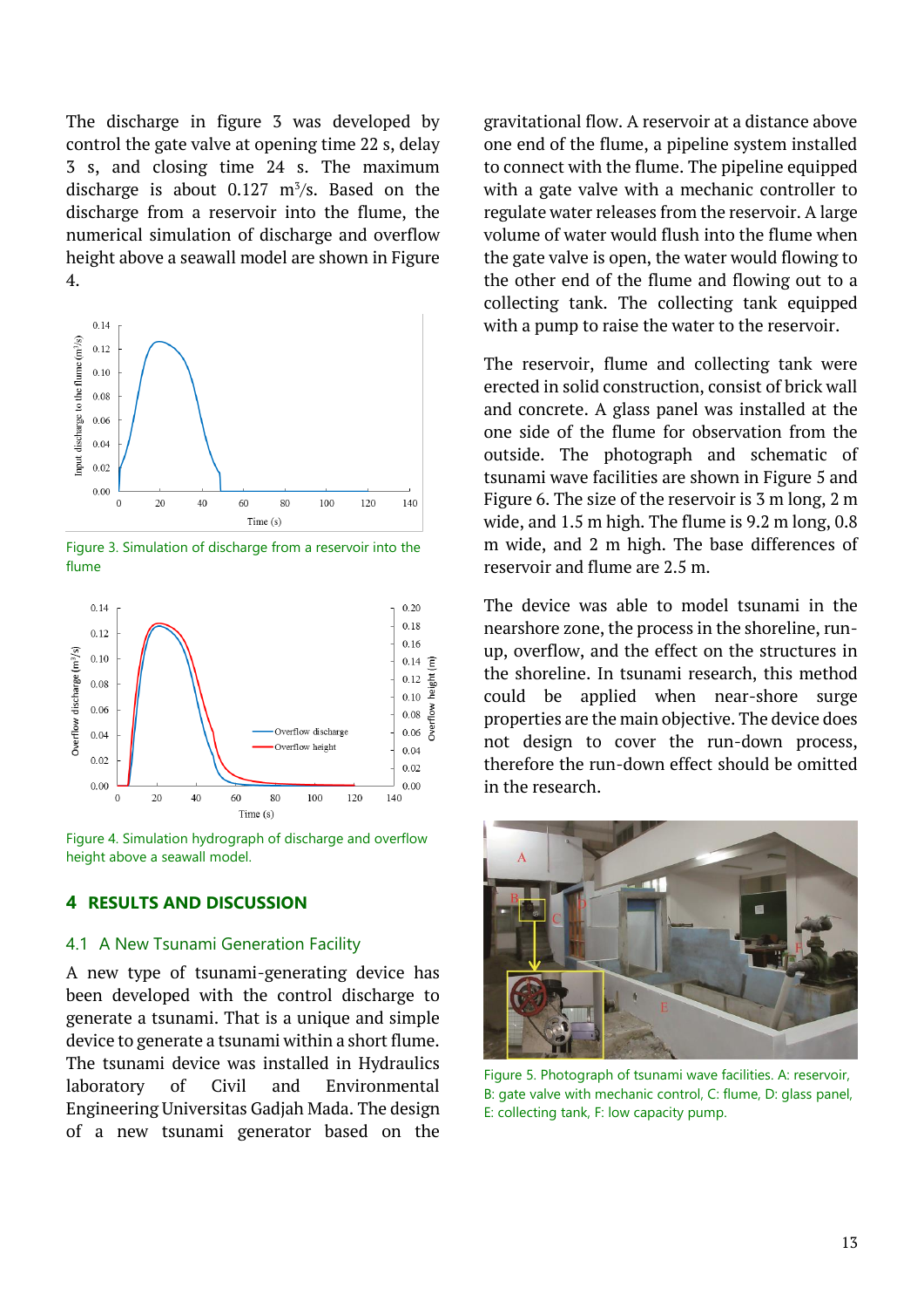The discharge in figure 3 was developed by control the gate valve at opening time 22 s, delay 3 s, and closing time 24 s. The maximum discharge is about 0.127 m$^3$/s. Based on the discharge from a reservoir into the flume, the numerical simulation of discharge and overflow height above a seawall model are shown in Figure 4.

Figure 3. Simulation of discharge from a reservoir into the flume

Figure 4. Simulation hydrograph of discharge and overflow height above a seawall model.

## 4 RESULTS AND DISCUSSION

### 4.1 A New Tsunami Generation Facility

A new type of tsunami-generating device has been developed with the control discharge to generate a tsunami. That is a unique and simple device to generate a tsunami within a short flume. The tsunami device was installed in Hydraulics laboratory of Civil and Environmental Engineering Universitas Gadjah Mada. The design of a new tsunami generator based on the gravitational flow. A reservoir at a distance above one end of the flume, a pipeline system installed to connect with the flume. The pipeline equipped with a gate valve with a mechanic controller to regulate water releases from the reservoir. A large volume of water would flush into the flume when the gate valve is open, the water would flowing to the other end of the flume and flowing out to a collecting tank. The collecting tank equipped with a pump to raise the water to the reservoir.

The reservoir, flume and collecting tank were erected in solid construction, consist of brick wall and concrete. A glass panel was installed at the one side of the flume for observation from the outside. The photograph and schematic of tsunami wave facilities are shown in Figure 5 and Figure 6. The size of the reservoir is 3 m long, 2 m wide, and 1.5 m high. The flume is 9.2 m long, 0.8 m wide, and 2 m high. The base differences of reservoir and flume are 2.5 m.

The device was able to model tsunami in the nearshore zone, the process in the shoreline, run-up, overflow, and the effect on the structures in the shoreline. In tsunami research, this method could be applied when near-shore surge properties are the main objective. The device does not design to cover the run-down process, therefore the run-down effect should be omitted in the research.

Figure 5. Photograph of tsunami wave facilities. A: reservoir, B: gate valve with mechanic control, C: flume, D: glass panel, E: collecting tank, F: low capacity pump.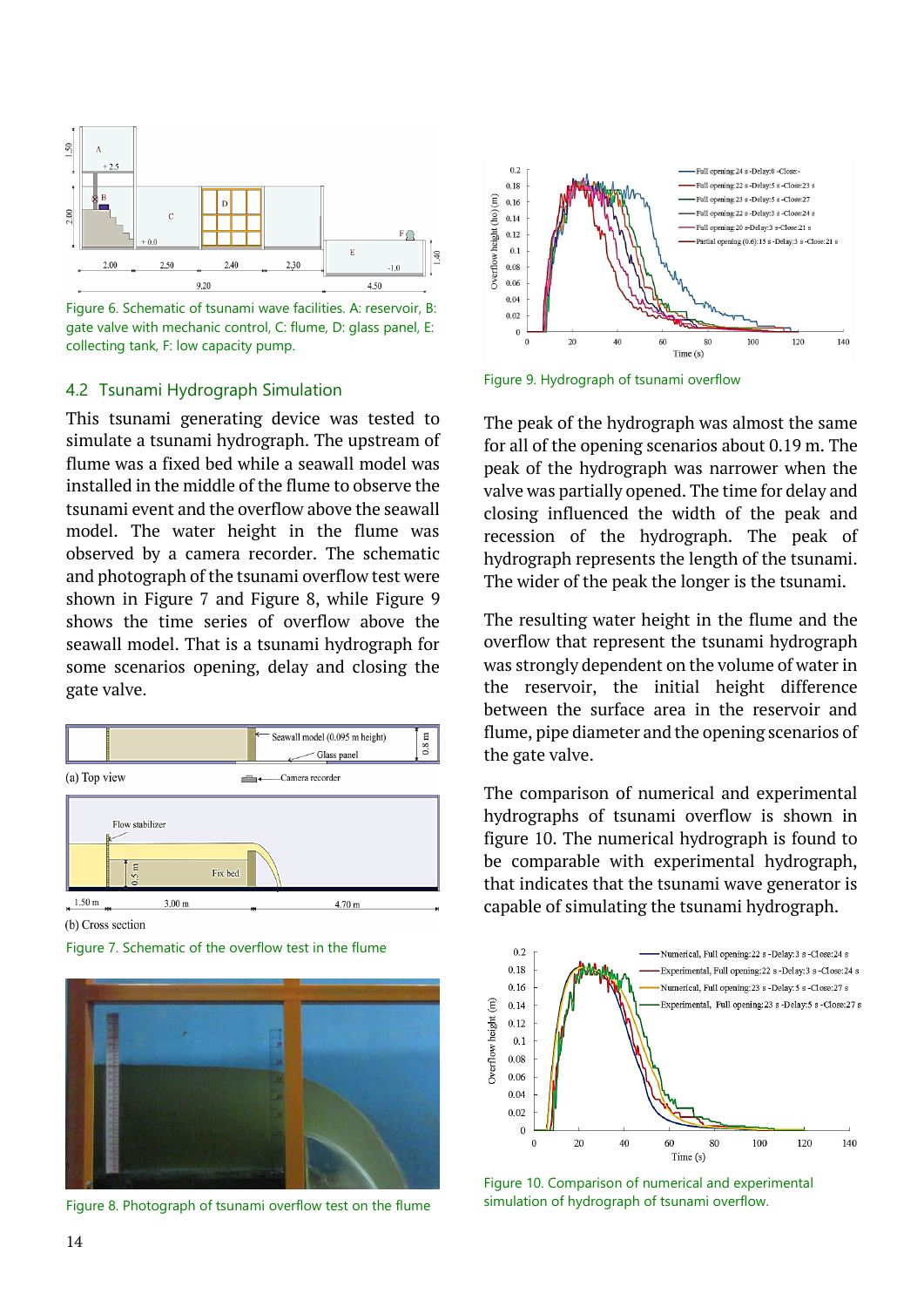Figure 6. Schematic of tsunami wave facilities. A: reservoir, B: gate valve with mechanic control, C: flume, D: glass panel, E: collecting tank, F: low capacity pump.

### 4.2 Tsunami Hydrograph Simulation

This tsunami generating device was tested to simulate a tsunami hydrograph. The upstream of flume was a fixed bed while a seawall model was installed in the middle of the flume to observe the tsunami event and the overflow above the seawall model. The water height in the flume was observed by a camera recorder. The schematic and photograph of the tsunami overflow test were shown in Figure 7 and Figure 8, while Figure 9 shows the time series of overflow above the seawall model. That is a tsunami hydrograph for some scenarios opening, delay and closing the gate valve.

Figure 7. Schematic of the overflow test in the flume

Figure 8. Photograph of tsunami overflow test on the flume

Figure 9. Hydrograph of tsunami overflow

The peak of the hydrograph was almost the same for all of the opening scenarios about 0.19 m. The peak of the hydrograph was narrower when the valve was partially opened. The time for delay and closing influenced the width of the peak and recession of the hydrograph. The peak of hydrograph represents the length of the tsunami. The wider of the peak the longer is the tsunami.

The resulting water height in the flume and the overflow that represent the tsunami hydrograph was strongly dependent on the volume of water in the reservoir, the initial height difference between the surface area in the reservoir and flume, pipe diameter and the opening scenarios of the gate valve.

The comparison of numerical and experimental hydrographs of tsunami overflow is shown in figure 10. The numerical hydrograph is found to be comparable with experimental hydrograph, that indicates that the tsunami wave generator is capable of simulating the tsunami hydrograph.

Figure 10. Comparison of numerical and experimental simulation of hydrograph of tsunami overflow.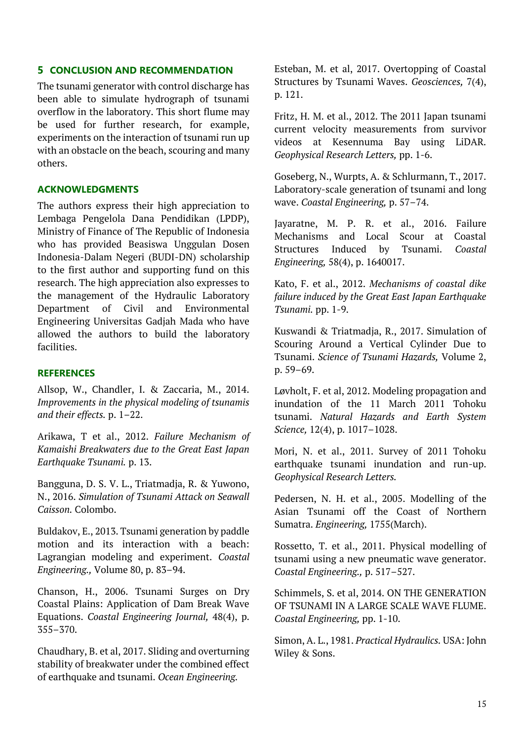## 5 CONCLUSION AND RECOMMENDATION

The tsunami generator with control discharge has been able to simulate hydrograph of tsunami overflow in the laboratory. This short flume may be used for further research, for example, experiments on the interaction of tsunami run up with an obstacle on the beach, scouring and many others.

## ACKNOWLEDGMENTS

The authors express their high appreciation to Lembaga Pengelola Dana Pendidikan (LPDP), Ministry of Finance of The Republic of Indonesia who has provided Beasiswa Unggulan Dosen Indonesia-Dalam Negeri (BUDI-DN) scholarship to the first author and supporting fund on this research. The high appreciation also expresses to the management of the Hydraulic Laboratory Department of Civil and Environmental Engineering Universitas Gadjah Mada who have allowed the authors to build the laboratory facilities.

## REFERENCES

Allsop, W., Chandler, I. & Zaccaria, M., 2014. *Improvements in the physical modeling of tsunamis and their effects.* p. 1–22.

Arikawa, T et al., 2012. *Failure Mechanism of Kamaishi Breakwaters due to the Great East Japan Earthquake Tsunami.* p. 13.

Bangguna, D. S. V. L., Triatmadja, R. & Yuwono, N., 2016. *Simulation of Tsunami Attack on Seawall Caisson.* Colombo.

Buldakov, E., 2013. Tsunami generation by paddle motion and its interaction with a beach: Lagrangian modeling and experiment. *Coastal Engineering.,* Volume 80, p. 83–94.

Chanson, H., 2006. Tsunami Surges on Dry Coastal Plains: Application of Dam Break Wave Equations. *Coastal Engineering Journal,* 48(4), p. 355–370.

Chaudhary, B. et al, 2017. Sliding and overturning stability of breakwater under the combined effect of earthquake and tsunami. *Ocean Engineering.*

Esteban, M. et al, 2017. Overtopping of Coastal Structures by Tsunami Waves. *Geosciences,* 7(4), p. 121.

Fritz, H. M. et al., 2012. The 2011 Japan tsunami current velocity measurements from survivor videos at Kesennuma Bay using LiDAR. *Geophysical Research Letters,* pp. 1-6.

Goseberg, N., Wurpts, A. & Schlurmann, T., 2017. Laboratory-scale generation of tsunami and long wave. *Coastal Engineering,* p. 57–74.

Jayaratne, M. P. R. et al., 2016. Failure Mechanisms and Local Scour at Coastal Structures Induced by Tsunami. *Coastal Engineering,* 58(4), p. 1640017.

Kato, F. et al., 2012. *Mechanisms of coastal dike failure induced by the Great East Japan Earthquake Tsunami.* pp. 1-9.

Kuswandi & Triatmadja, R., 2017. Simulation of Scouring Around a Vertical Cylinder Due to Tsunami. *Science of Tsunami Hazards,* Volume 2, p. 59–69.

Løvholt, F. et al, 2012. Modeling propagation and inundation of the 11 March 2011 Tohoku tsunami. *Natural Hazards and Earth System Science,* 12(4), p. 1017–1028.

Mori, N. et al., 2011. Survey of 2011 Tohoku earthquake tsunami inundation and run-up. *Geophysical Research Letters.*

Pedersen, N. H. et al., 2005. Modelling of the Asian Tsunami off the Coast of Northern Sumatra. *Engineering,* 1755(March).

Rossetto, T. et al., 2011. Physical modelling of tsunami using a new pneumatic wave generator. *Coastal Engineering.,* p. 517–527.

Schimmels, S. et al, 2014. ON THE GENERATION OF TSUNAMI IN A LARGE SCALE WAVE FLUME. *Coastal Engineering,* pp. 1-10.

Simon, A. L., 1981. *Practical Hydraulics.* USA: John Wiley & Sons.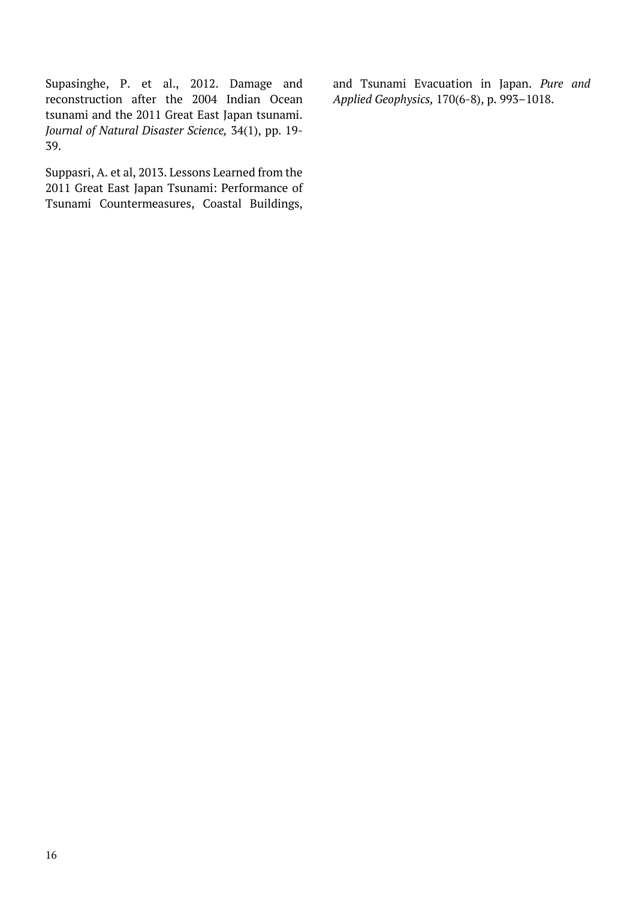Supasinghe, P. et al., 2012. Damage and reconstruction after the 2004 Indian Ocean tsunami and the 2011 Great East Japan tsunami. *Journal of Natural Disaster Science,* 34(1), pp. 19-39.

Suppasri, A. et al, 2013. Lessons Learned from the 2011 Great East Japan Tsunami: Performance of Tsunami Countermeasures, Coastal Buildings, and Tsunami Evacuation in Japan. *Pure and Applied Geophysics,* 170(6-8), p. 993–1018.